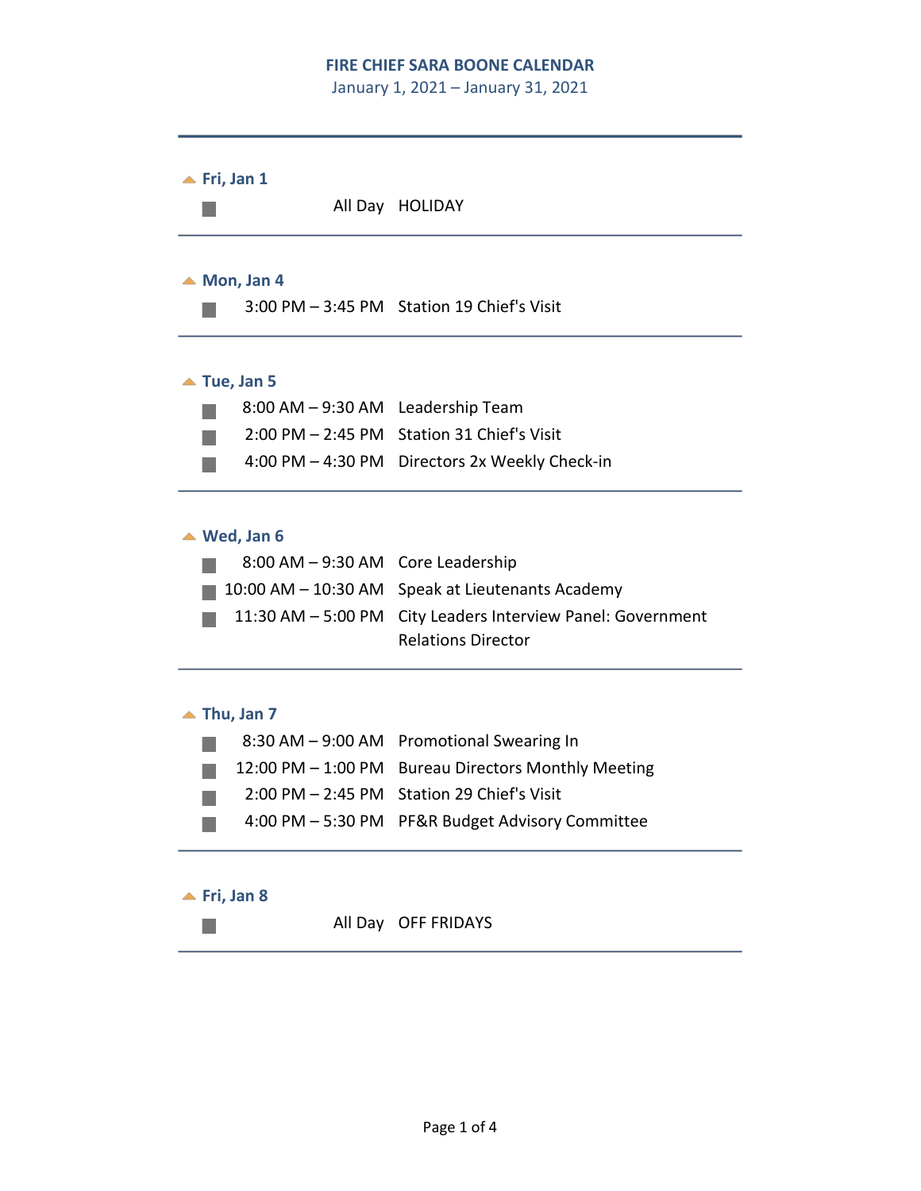# FIRE CHIEF SARA BOONE CALENDAR

January 1, 2021 – January 31, 2021

---

### Fri, Jan 1

- All Day — HOLIDAY

---

### Mon, Jan 4

- 3:00 PM – 3:45 PM — Station 19 Chief's Visit

---

### Tue, Jan 5

- 8:00 AM – 9:30 AM — Leadership Team
- 2:00 PM – 2:45 PM — Station 31 Chief's Visit
- 4:00 PM – 4:30 PM — Directors 2x Weekly Check-in

---

### Wed, Jan 6

- 8:00 AM – 9:30 AM — Core Leadership
- 10:00 AM – 10:30 AM — Speak at Lieutenants Academy
- 11:30 AM – 5:00 PM — City Leaders Interview Panel: Government Relations Director

---

### Thu, Jan 7

- 8:30 AM – 9:00 AM — Promotional Swearing In
- 12:00 PM – 1:00 PM — Bureau Directors Monthly Meeting
- 2:00 PM – 2:45 PM — Station 29 Chief's Visit
- 4:00 PM – 5:30 PM — PF&R Budget Advisory Committee

---

### Fri, Jan 8

- All Day — OFF FRIDAYS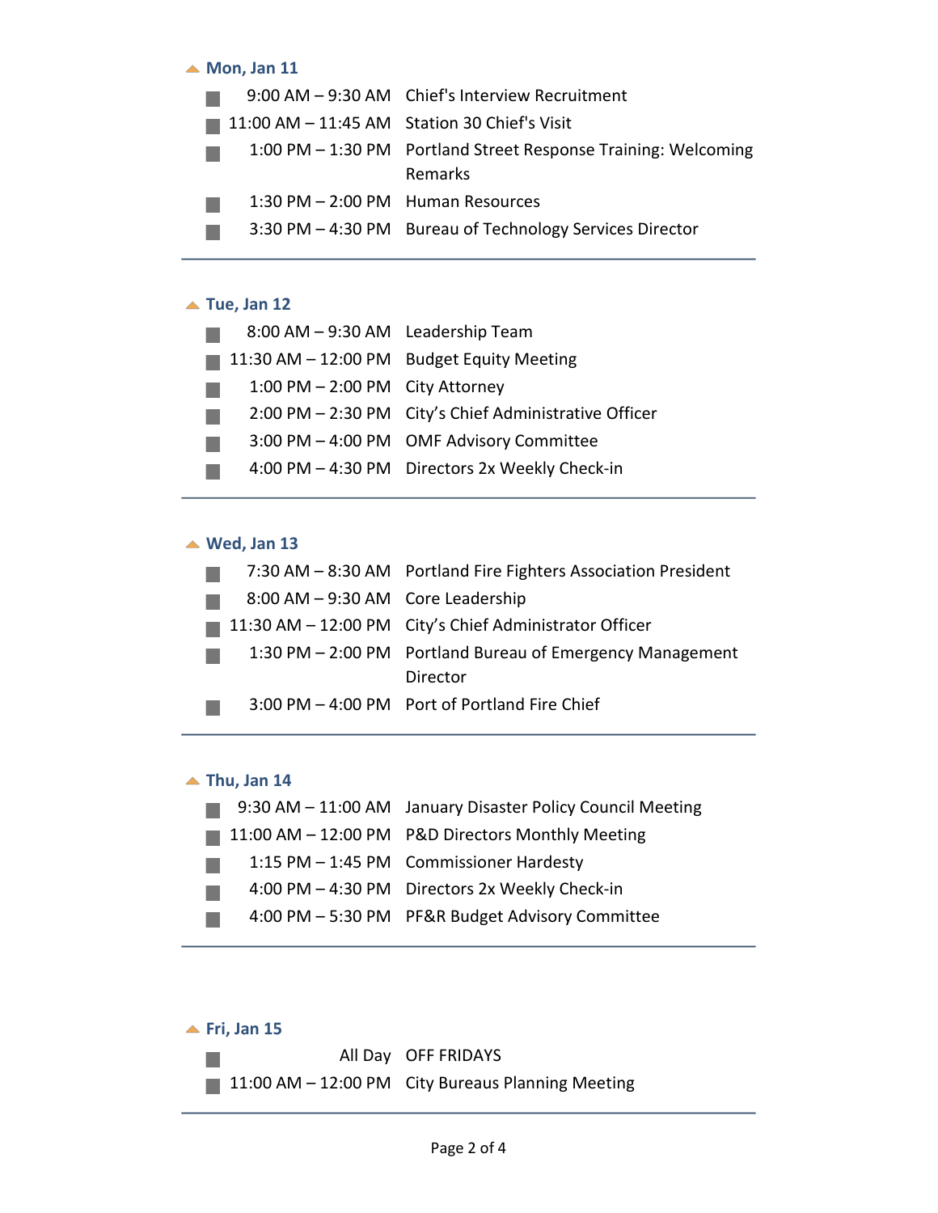## Mon, Jan 11

| | |
|---|---|
| 9:00 AM – 9:30 AM | Chief's Interview Recruitment |
| 11:00 AM – 11:45 AM | Station 30 Chief's Visit |
| 1:00 PM – 1:30 PM | Portland Street Response Training: Welcoming Remarks |
| 1:30 PM – 2:00 PM | Human Resources |
| 3:30 PM – 4:30 PM | Bureau of Technology Services Director |

## Tue, Jan 12

| | |
|---|---|
| 8:00 AM – 9:30 AM | Leadership Team |
| 11:30 AM – 12:00 PM | Budget Equity Meeting |
| 1:00 PM – 2:00 PM | City Attorney |
| 2:00 PM – 2:30 PM | City's Chief Administrative Officer |
| 3:00 PM – 4:00 PM | OMF Advisory Committee |
| 4:00 PM – 4:30 PM | Directors 2x Weekly Check-in |

## Wed, Jan 13

| | |
|---|---|
| 7:30 AM – 8:30 AM | Portland Fire Fighters Association President |
| 8:00 AM – 9:30 AM | Core Leadership |
| 11:30 AM – 12:00 PM | City's Chief Administrator Officer |
| 1:30 PM – 2:00 PM | Portland Bureau of Emergency Management Director |
| 3:00 PM – 4:00 PM | Port of Portland Fire Chief |

## Thu, Jan 14

| | |
|---|---|
| 9:30 AM – 11:00 AM | January Disaster Policy Council Meeting |
| 11:00 AM – 12:00 PM | P&D Directors Monthly Meeting |
| 1:15 PM – 1:45 PM | Commissioner Hardesty |
| 4:00 PM – 4:30 PM | Directors 2x Weekly Check-in |
| 4:00 PM – 5:30 PM | PF&R Budget Advisory Committee |

## Fri, Jan 15

| | |
|---|---|
| All Day | OFF FRIDAYS |
| 11:00 AM – 12:00 PM | City Bureaus Planning Meeting |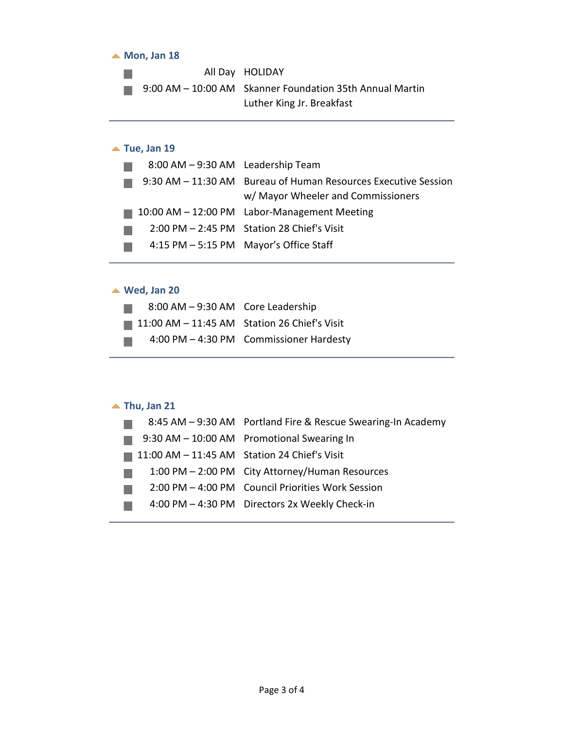## Mon, Jan 18

| | |
|---|---|
| All Day | HOLIDAY |
| 9:00 AM – 10:00 AM | Skanner Foundation 35th Annual Martin Luther King Jr. Breakfast |

---

## Tue, Jan 19

| | |
|---|---|
| 8:00 AM – 9:30 AM | Leadership Team |
| 9:30 AM – 11:30 AM | Bureau of Human Resources Executive Session w/ Mayor Wheeler and Commissioners |
| 10:00 AM – 12:00 PM | Labor-Management Meeting |
| 2:00 PM – 2:45 PM | Station 28 Chief's Visit |
| 4:15 PM – 5:15 PM | Mayor's Office Staff |

---

## Wed, Jan 20

| | |
|---|---|
| 8:00 AM – 9:30 AM | Core Leadership |
| 11:00 AM – 11:45 AM | Station 26 Chief's Visit |
| 4:00 PM – 4:30 PM | Commissioner Hardesty |

---

## Thu, Jan 21

| | |
|---|---|
| 8:45 AM – 9:30 AM | Portland Fire & Rescue Swearing-In Academy |
| 9:30 AM – 10:00 AM | Promotional Swearing In |
| 11:00 AM – 11:45 AM | Station 24 Chief's Visit |
| 1:00 PM – 2:00 PM | City Attorney/Human Resources |
| 2:00 PM – 4:00 PM | Council Priorities Work Session |
| 4:00 PM – 4:30 PM | Directors 2x Weekly Check-in |

---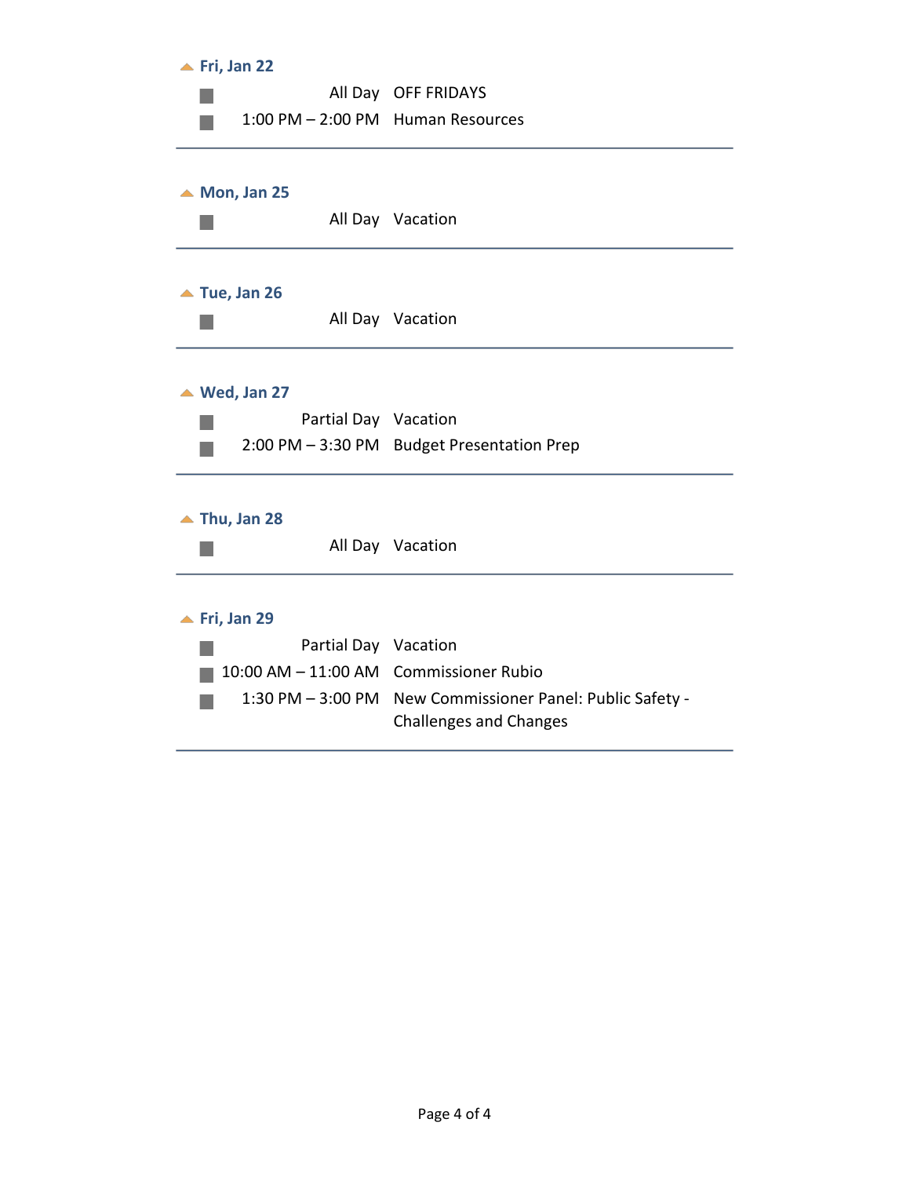### Fri, Jan 22

| | |
|---|---|
| All Day | OFF FRIDAYS |
| 1:00 PM – 2:00 PM | Human Resources |

### Mon, Jan 25

| | |
|---|---|
| All Day | Vacation |

### Tue, Jan 26

| | |
|---|---|
| All Day | Vacation |

### Wed, Jan 27

| | |
|---|---|
| Partial Day | Vacation |
| 2:00 PM – 3:30 PM | Budget Presentation Prep |

### Thu, Jan 28

| | |
|---|---|
| All Day | Vacation |

### Fri, Jan 29

| | |
|---|---|
| Partial Day | Vacation |
| 10:00 AM – 11:00 AM | Commissioner Rubio |
| 1:30 PM – 3:00 PM | New Commissioner Panel: Public Safety - Challenges and Changes |